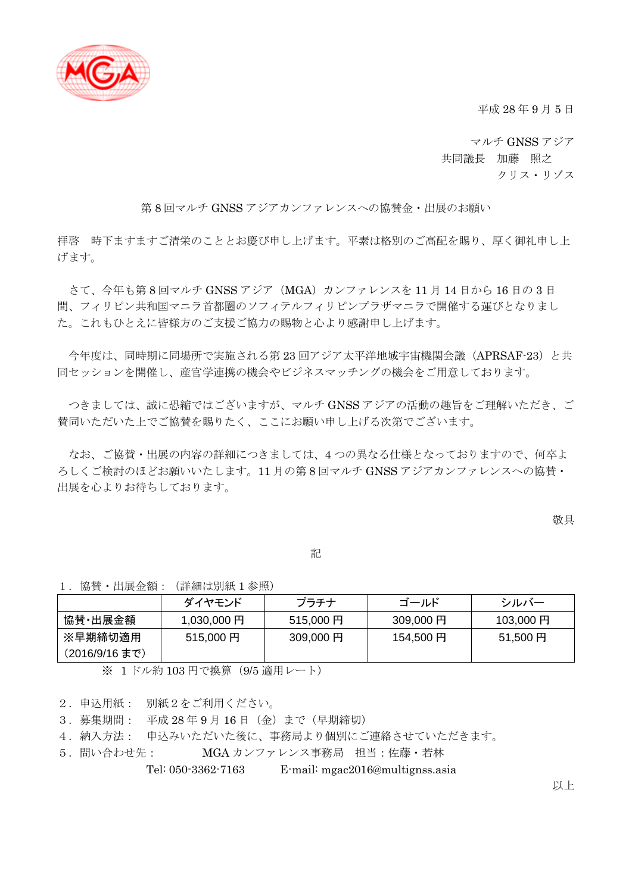平成 28 年 9 月 5 日

マルチ GNSS アジア
共同議長　加藤　照之
クリス・リゾス

第 8 回マルチ GNSS アジアカンファレンスへの協賛金・出展のお願い

拝啓　時下ますますご清栄のこととお慶び申し上げます。平素は格別のご高配を賜り、厚く御礼申し上げます。

さて、今年も第 8 回マルチ GNSS アジア（MGA）カンファレンスを 11 月 14 日から 16 日の 3 日間、フィリピン共和国マニラ首都圏のソフィテルフィリピンプラザマニラで開催する運びとなりました。これもひとえに皆様方のご支援ご協力の賜物と心より感謝申し上げます。

今年度は、同時期に同場所で実施される第 23 回アジア太平洋地域宇宙機関会議（APRSAF-23）と共同セッションを開催し、産官学連携の機会やビジネスマッチングの機会をご用意しております。

つきましては、誠に恐縮ではございますが、マルチ GNSS アジアの活動の趣旨をご理解いただき、ご賛同いただいた上でご協賛を賜りたく、ここにお願い申し上げる次第でございます。

なお、ご協賛・出展の内容の詳細につきましては、4 つの異なる仕様となっておりますので、何卒よろしくご検討のほどお願いいたします。11 月の第 8 回マルチ GNSS アジアカンファレンスへの協賛・出展を心よりお待ちしております。

敬具

記

1．協賛・出展金額：（詳細は別紙 1 参照）

| | ダイヤモンド | プラチナ | ゴールド | シルバー |
|---|---|---|---|---|
| **協賛･出展金額** | 1,030,000 円 | 515,000 円 | 309,000 円 | 103,000 円 |
| **※早期締切適用**（2016/9/16 まで） | 515,000 円 | 309,000 円 | 154,500 円 | 51,500 円 |

※　1 ドル約 103 円で換算（9/5 適用レート）

2．申込用紙：　別紙 2 をご利用ください。
3．募集期間：　平成 28 年 9 月 16 日（金）まで（早期締切）
4．納入方法：　申込みいただいた後に、事務局より個別にご連絡させていただきます。
5．問い合わせ先：　MGA カンファレンス事務局　担当：佐藤・若林
Tel: 050-3362-7163　E-mail: mgac2016@multignss.asia

以上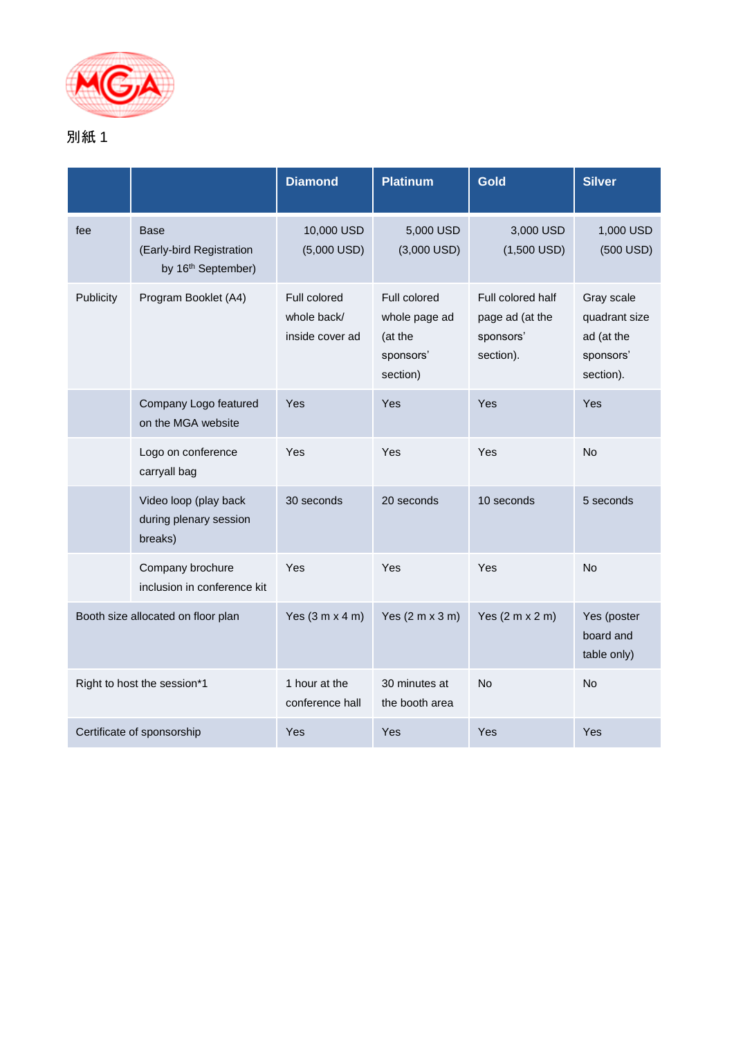別紙 1

| | | Diamond | Platinum | Gold | Silver |
|---|---|---|---|---|---|
| fee | Base (Early-bird Registration by 16th September) | 10,000 USD (5,000 USD) | 5,000 USD (3,000 USD) | 3,000 USD (1,500 USD) | 1,000 USD (500 USD) |
| Publicity | Program Booklet (A4) | Full colored whole back/ inside cover ad | Full colored whole page ad (at the sponsors' section) | Full colored half page ad (at the sponsors' section). | Gray scale quadrant size ad (at the sponsors' section). |
| | Company Logo featured on the MGA website | Yes | Yes | Yes | Yes |
| | Logo on conference carryall bag | Yes | Yes | Yes | No |
| | Video loop (play back during plenary session breaks) | 30 seconds | 20 seconds | 10 seconds | 5 seconds |
| | Company brochure inclusion in conference kit | Yes | Yes | Yes | No |
| Booth size allocated on floor plan | | Yes (3 m x 4 m) | Yes (2 m x 3 m) | Yes (2 m x 2 m) | Yes (poster board and table only) |
| Right to host the session*1 | | 1 hour at the conference hall | 30 minutes at the booth area | No | No |
| Certificate of sponsorship | | Yes | Yes | Yes | Yes |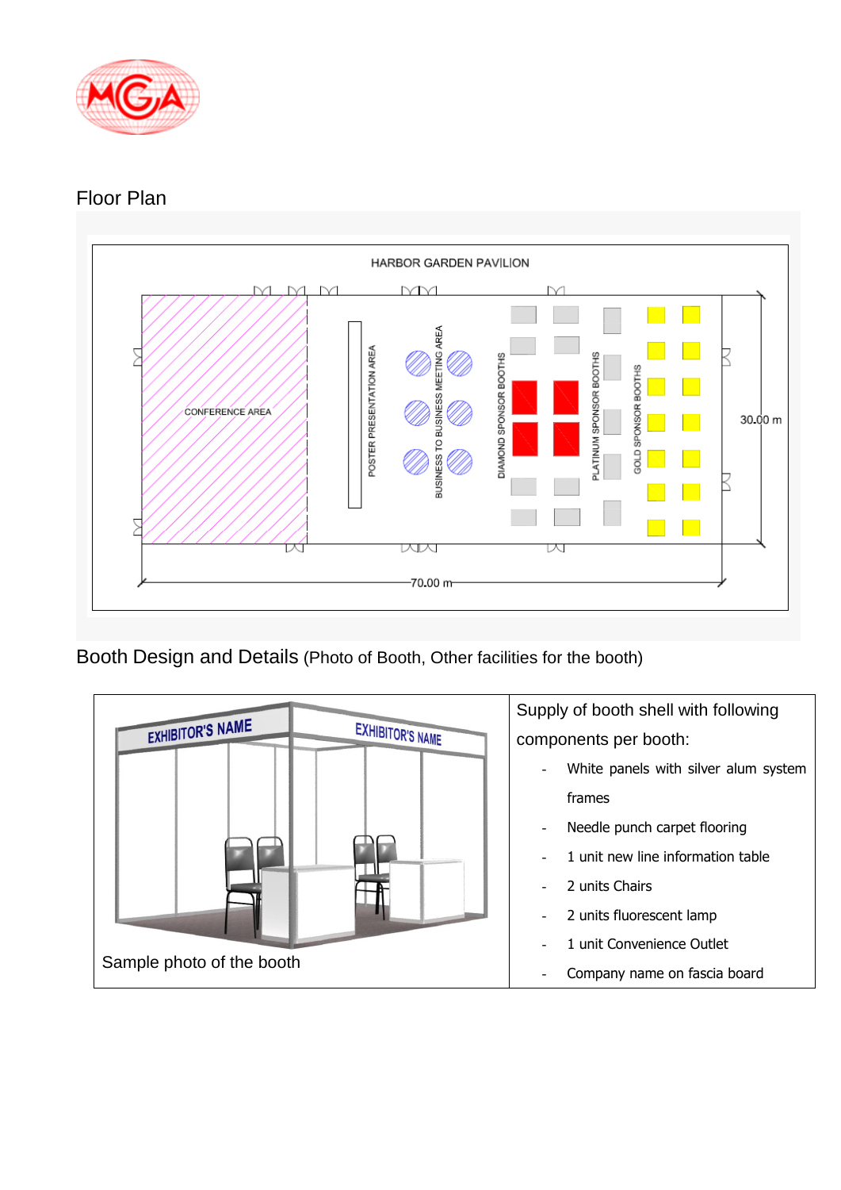## Floor Plan

HARBOR GARDEN PAVILION

CONFERENCE AREA

POSTER PRESENTATION AREA

BUSINESS TO BUSINESS MEETING AREA

DIAMOND SPONSOR BOOTHS

PLATINUM SPONSOR BOOTHS

GOLD SPONSOR BOOTHS

30.00 m

70.00 m

## Booth Design and Details (Photo of Booth, Other facilities for the booth)

| EXHIBITOR'S NAME / EXHIBITOR'S NAME<br><br>Sample photo of the booth | Supply of booth shell with following components per booth:<br>- White panels with silver alum system frames<br>- Needle punch carpet flooring<br>- 1 unit new line information table<br>- 2 units Chairs<br>- 2 units fluorescent lamp<br>- 1 unit Convenience Outlet<br>- Company name on fascia board |
|---|---|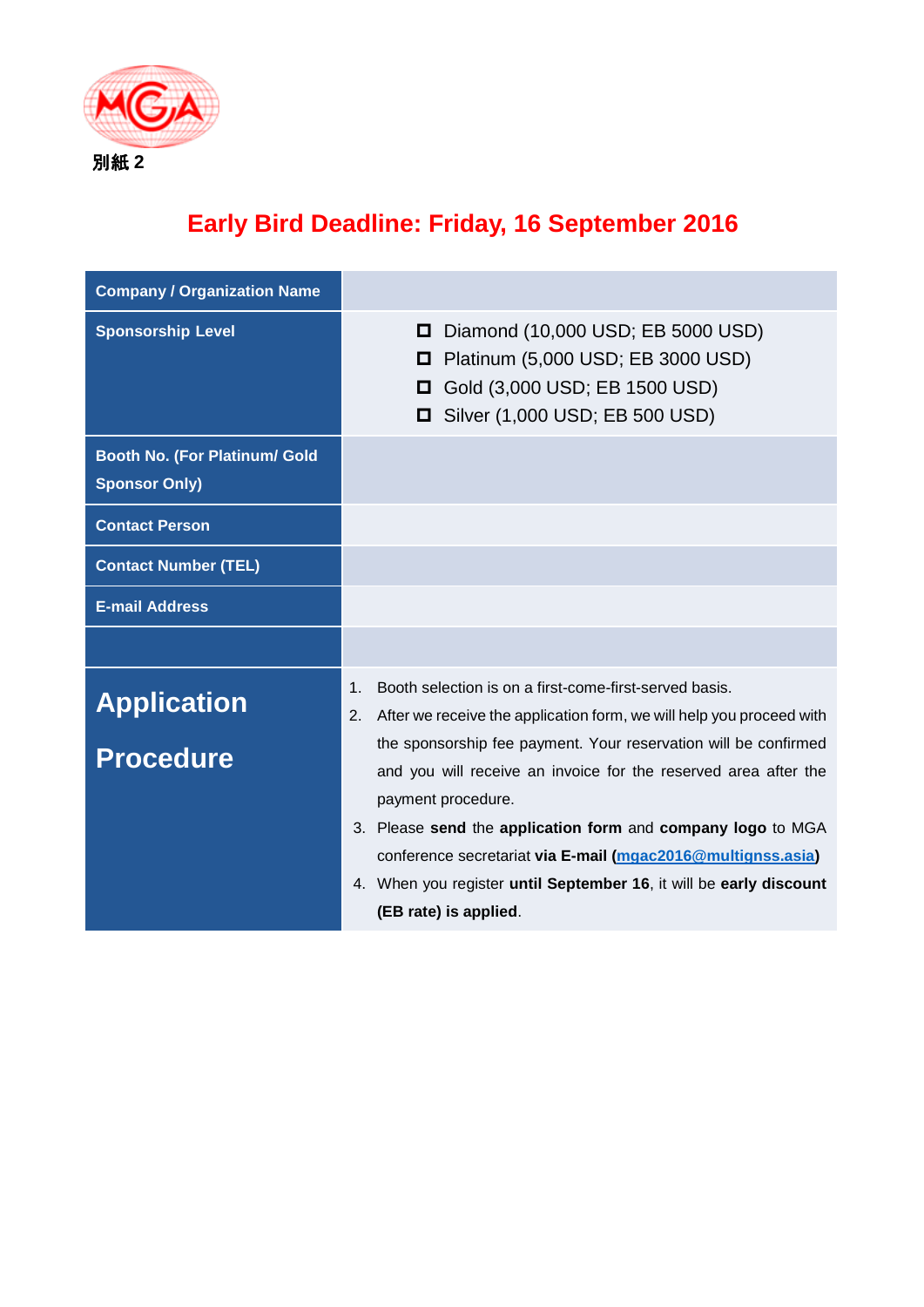別紙 2

## Early Bird Deadline: Friday, 16 September 2016

| | |
|---|---|
| **Company / Organization Name** | |
| **Sponsorship Level** | ☐ Diamond (10,000 USD; EB 5000 USD)<br>☐ Platinum (5,000 USD; EB 3000 USD)<br>☐ Gold (3,000 USD; EB 1500 USD)<br>☐ Silver (1,000 USD; EB 500 USD) |
| **Booth No. (For Platinum/ Gold Sponsor Only)** | |
| **Contact Person** | |
| **Contact Number (TEL)** | |
| **E-mail Address** | |
| | |
| **Application Procedure** | 1. Booth selection is on a first-come-first-served basis.<br>2. After we receive the application form, we will help you proceed with the sponsorship fee payment. Your reservation will be confirmed and you will receive an invoice for the reserved area after the payment procedure.<br>3. Please **send** the **application form** and **company logo** to MGA conference secretariat **via E-mail (mgac2016@multignss.asia)**<br>4. When you register **until September 16**, it will be **early discount (EB rate) is applied**. |